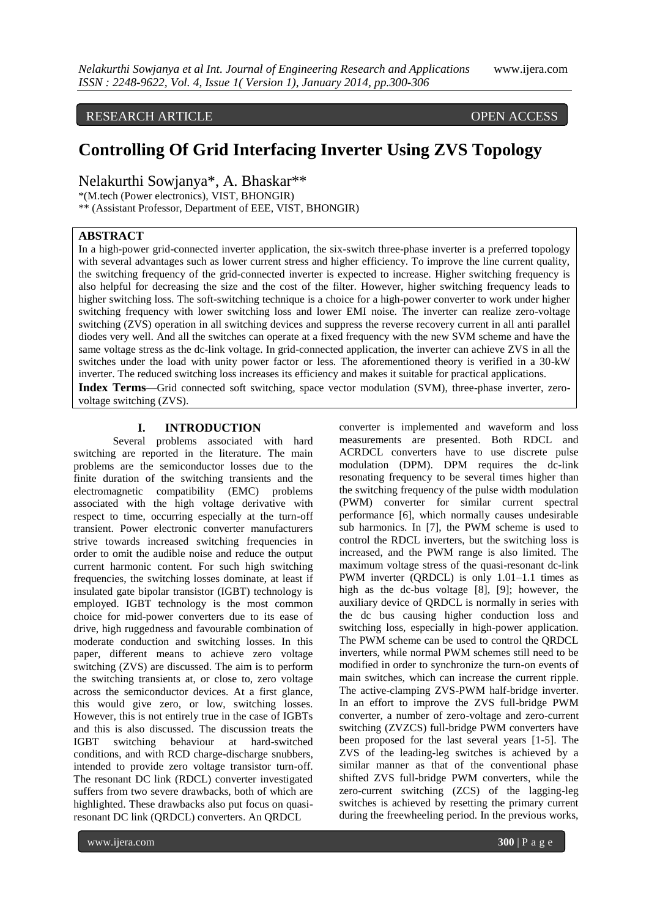RESEARCH ARTICLE OPEN ACCESS

# Controlling Of Grid Interfacing Inverter Using ZVS Topology

Nelakurthi Sowjanya*, A. Bhaskar**

*(M.tech (Power electronics), VIST, BHONGIR)

** (Assistant Professor, Department of EEE, VIST, BHONGIR)

## ABSTRACT

In a high-power grid-connected inverter application, the six-switch three-phase inverter is a preferred topology with several advantages such as lower current stress and higher efficiency. To improve the line current quality, the switching frequency of the grid-connected inverter is expected to increase. Higher switching frequency is also helpful for decreasing the size and the cost of the filter. However, higher switching frequency leads to higher switching loss. The soft-switching technique is a choice for a high-power converter to work under higher switching frequency with lower switching loss and lower EMI noise. The inverter can realize zero-voltage switching (ZVS) operation in all switching devices and suppress the reverse recovery current in all anti parallel diodes very well. And all the switches can operate at a fixed frequency with the new SVM scheme and have the same voltage stress as the dc-link voltage. In grid-connected application, the inverter can achieve ZVS in all the switches under the load with unity power factor or less. The aforementioned theory is verified in a 30-kW inverter. The reduced switching loss increases its efficiency and makes it suitable for practical applications.

**Index Terms**—Grid connected soft switching, space vector modulation (SVM), three-phase inverter, zero-voltage switching (ZVS).

## I. INTRODUCTION

Several problems associated with hard switching are reported in the literature. The main problems are the semiconductor losses due to the finite duration of the switching transients and the electromagnetic compatibility (EMC) problems associated with the high voltage derivative with respect to time, occurring especially at the turn-off transient. Power electronic converter manufacturers strive towards increased switching frequencies in order to omit the audible noise and reduce the output current harmonic content. For such high switching frequencies, the switching losses dominate, at least if insulated gate bipolar transistor (IGBT) technology is employed. IGBT technology is the most common choice for mid-power converters due to its ease of drive, high ruggedness and favourable combination of moderate conduction and switching losses. In this paper, different means to achieve zero voltage switching (ZVS) are discussed. The aim is to perform the switching transients at, or close to, zero voltage across the semiconductor devices. At a first glance, this would give zero, or low, switching losses. However, this is not entirely true in the case of IGBTs and this is also discussed. The discussion treats the IGBT switching behaviour at hard-switched conditions, and with RCD charge-discharge snubbers, intended to provide zero voltage transistor turn-off. The resonant DC link (RDCL) converter investigated suffers from two severe drawbacks, both of which are highlighted. These drawbacks also put focus on quasi-resonant DC link (QRDCL) converters. An QRDCL converter is implemented and waveform and loss measurements are presented. Both RDCL and ACRDCL converters have to use discrete pulse modulation (DPM). DPM requires the dc-link resonating frequency to be several times higher than the switching frequency of the pulse width modulation (PWM) converter for similar current spectral performance [6], which normally causes undesirable sub harmonics. In [7], the PWM scheme is used to control the RDCL inverters, but the switching loss is increased, and the PWM range is also limited. The maximum voltage stress of the quasi-resonant dc-link PWM inverter (QRDCL) is only 1.01–1.1 times as high as the dc-bus voltage [8], [9]; however, the auxiliary device of QRDCL is normally in series with the dc bus causing higher conduction loss and switching loss, especially in high-power application. The PWM scheme can be used to control the QRDCL inverters, while normal PWM schemes still need to be modified in order to synchronize the turn-on events of main switches, which can increase the current ripple. The active-clamping ZVS-PWM half-bridge inverter. In an effort to improve the ZVS full-bridge PWM converter, a number of zero-voltage and zero-current switching (ZVZCS) full-bridge PWM converters have been proposed for the last several years [1-5]. The ZVS of the leading-leg switches is achieved by a similar manner as that of the conventional phase shifted ZVS full-bridge PWM converters, while the zero-current switching (ZCS) of the lagging-leg switches is achieved by resetting the primary current during the freewheeling period. In the previous works,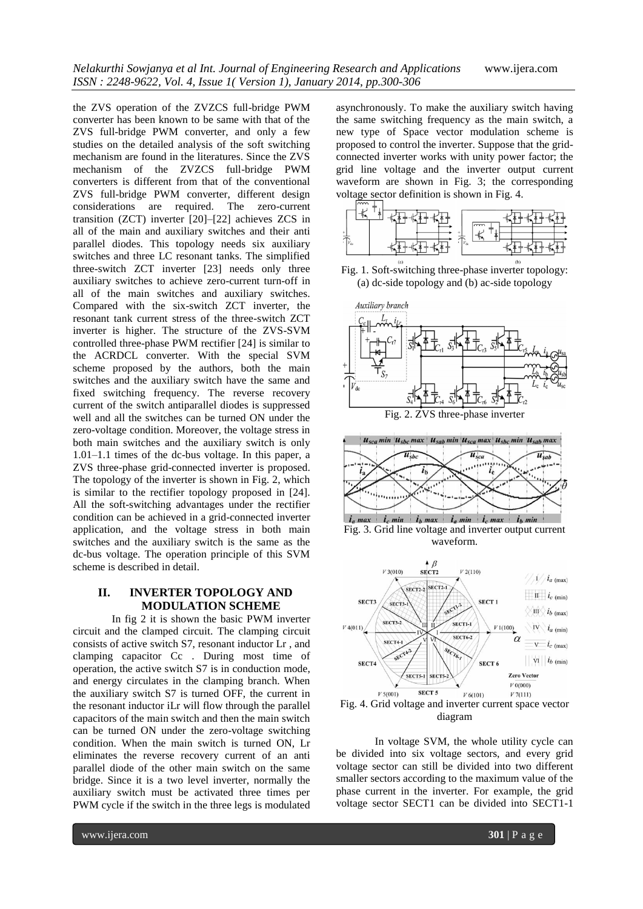the ZVS operation of the ZVZCS full-bridge PWM converter has been known to be same with that of the ZVS full-bridge PWM converter, and only a few studies on the detailed analysis of the soft switching mechanism are found in the literatures. Since the ZVS mechanism of the ZVZCS full-bridge PWM converters is different from that of the conventional ZVS full-bridge PWM converter, different design considerations are required. The zero-current transition (ZCT) inverter [20]–[22] achieves ZCS in all of the main and auxiliary switches and their anti parallel diodes. This topology needs six auxiliary switches and three LC resonant tanks. The simplified three-switch ZCT inverter [23] needs only three auxiliary switches to achieve zero-current turn-off in all of the main switches and auxiliary switches. Compared with the six-switch ZCT inverter, the resonant tank current stress of the three-switch ZCT inverter is higher. The structure of the ZVS-SVM controlled three-phase PWM rectifier [24] is similar to the ACRDCL converter. With the special SVM scheme proposed by the authors, both the main switches and the auxiliary switch have the same and fixed switching frequency. The reverse recovery current of the switch antiparallel diodes is suppressed well and all the switches can be turned ON under the zero-voltage condition. Moreover, the voltage stress in both main switches and the auxiliary switch is only 1.01–1.1 times of the dc-bus voltage. In this paper, a ZVS three-phase grid-connected inverter is proposed. The topology of the inverter is shown in Fig. 2, which is similar to the rectifier topology proposed in [24]. All the soft-switching advantages under the rectifier condition can be achieved in a grid-connected inverter application, and the voltage stress in both main switches and the auxiliary switch is the same as the dc-bus voltage. The operation principle of this SVM scheme is described in detail.

## II. INVERTER TOPOLOGY AND MODULATION SCHEME

In fig 2 it is shown the basic PWM inverter circuit and the clamped circuit. The clamping circuit consists of active switch S7, resonant inductor Lr , and clamping capacitor Cc . During most time of operation, the active switch S7 is in conduction mode, and energy circulates in the clamping branch. When the auxiliary switch S7 is turned OFF, the current in the resonant inductor iLr will flow through the parallel capacitors of the main switch and then the main switch can be turned ON under the zero-voltage switching condition. When the main switch is turned ON, Lr eliminates the reverse recovery current of an anti parallel diode of the other main switch on the same bridge. Since it is a two level inverter, normally the auxiliary switch must be activated three times per PWM cycle if the switch in the three legs is modulated asynchronously. To make the auxiliary switch having the same switching frequency as the main switch, a new type of Space vector modulation scheme is proposed to control the inverter. Suppose that the grid-connected inverter works with unity power factor; the grid line voltage and the inverter output current waveform are shown in Fig. 3; the corresponding voltage sector definition is shown in Fig. 4.

Fig. 1. Soft-switching three-phase inverter topology: (a) dc-side topology and (b) ac-side topology

Fig. 2. ZVS three-phase inverter

Fig. 3. Grid line voltage and inverter output current waveform.

Fig. 4. Grid voltage and inverter current space vector diagram

In voltage SVM, the whole utility cycle can be divided into six voltage sectors, and every grid voltage sector can still be divided into two different smaller sectors according to the maximum value of the phase current in the inverter. For example, the grid voltage sector SECT1 can be divided into SECT1-1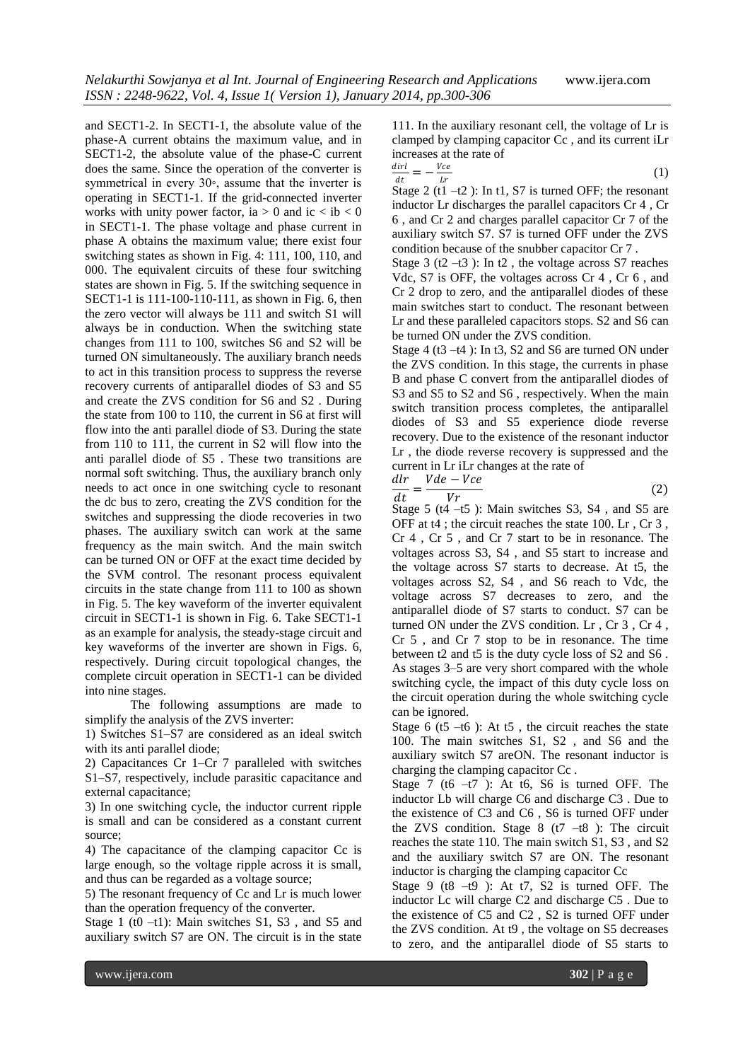and SECT1-2. In SECT1-1, the absolute value of the phase-A current obtains the maximum value, and in SECT1-2, the absolute value of the phase-C current does the same. Since the operation of the converter is symmetrical in every 30◦, assume that the inverter is operating in SECT1-1. If the grid-connected inverter works with unity power factor, $i_a > 0$ and $i_c < i_b < 0$ in SECT1-1. The phase voltage and phase current in phase A obtains the maximum value; there exist four switching states as shown in Fig. 4: 111, 100, 110, and 000. The equivalent circuits of these four switching states are shown in Fig. 5. If the switching sequence in SECT1-1 is 111-100-110-111, as shown in Fig. 6, then the zero vector will always be 111 and switch S1 will always be in conduction. When the switching state changes from 111 to 100, switches S6 and S2 will be turned ON simultaneously. The auxiliary branch needs to act in this transition process to suppress the reverse recovery currents of antiparallel diodes of S3 and S5 and create the ZVS condition for S6 and S2 . During the state from 100 to 110, the current in S6 at first will flow into the anti parallel diode of S3. During the state from 110 to 111, the current in S2 will flow into the anti parallel diode of S5 . These two transitions are normal soft switching. Thus, the auxiliary branch only needs to act once in one switching cycle to resonant the dc bus to zero, creating the ZVS condition for the switches and suppressing the diode recoveries in two phases. The auxiliary switch can work at the same frequency as the main switch. And the main switch can be turned ON or OFF at the exact time decided by the SVM control. The resonant process equivalent circuits in the state change from 111 to 100 as shown in Fig. 5. The key waveform of the inverter equivalent circuit in SECT1-1 is shown in Fig. 6. Take SECT1-1 as an example for analysis, the steady-stage circuit and key waveforms of the inverter are shown in Figs. 6, respectively. During circuit topological changes, the complete circuit operation in SECT1-1 can be divided into nine stages.

The following assumptions are made to simplify the analysis of the ZVS inverter:

1) Switches S1–S7 are considered as an ideal switch with its anti parallel diode;

2) Capacitances Cr 1–Cr 7 paralleled with switches S1–S7, respectively, include parasitic capacitance and external capacitance;

3) In one switching cycle, the inductor current ripple is small and can be considered as a constant current source;

4) The capacitance of the clamping capacitor Cc is large enough, so the voltage ripple across it is small, and thus can be regarded as a voltage source;

5) The resonant frequency of Cc and Lr is much lower than the operation frequency of the converter.

Stage 1 (t0 –t1): Main switches S1, S3 , and S5 and auxiliary switch S7 are ON. The circuit is in the state 111. In the auxiliary resonant cell, the voltage of Lr is clamped by clamping capacitor Cc , and its current iLr increases at the rate of

$$\frac{dirl}{dt} = -\frac{Vce}{Lr} \tag{1}$$

Stage 2 (t1 –t2 ): In t1, S7 is turned OFF; the resonant inductor Lr discharges the parallel capacitors Cr 4 , Cr 6 , and Cr 2 and charges parallel capacitor Cr 7 of the auxiliary switch S7. S7 is turned OFF under the ZVS condition because of the snubber capacitor Cr 7 .

Stage 3 (t2 –t3 ): In t2 , the voltage across S7 reaches Vdc, S7 is OFF, the voltages across Cr 4 , Cr 6 , and Cr 2 drop to zero, and the antiparallel diodes of these main switches start to conduct. The resonant between Lr and these paralleled capacitors stops. S2 and S6 can be turned ON under the ZVS condition.

Stage 4 (t3 –t4 ): In t3, S2 and S6 are turned ON under the ZVS condition. In this stage, the currents in phase B and phase C convert from the antiparallel diodes of S3 and S5 to S2 and S6 , respectively. When the main switch transition process completes, the antiparallel diodes of S3 and S5 experience diode reverse recovery. Due to the existence of the resonant inductor Lr , the diode reverse recovery is suppressed and the current in Lr iLr changes at the rate of

$$\frac{dlr}{dt} = \frac{Vde - Vce}{Vr} \tag{2}$$

Stage 5 (t4 –t5 ): Main switches S3, S4 , and S5 are OFF at t4 ; the circuit reaches the state 100. Lr , Cr 3 , Cr 4 , Cr 5 , and Cr 7 start to be in resonance. The voltages across S3, S4 , and S5 start to increase and the voltage across S7 starts to decrease. At t5, the voltages across S2, S4 , and S6 reach to Vdc, the voltage across S7 decreases to zero, and the antiparallel diode of S7 starts to conduct. S7 can be turned ON under the ZVS condition. Lr , Cr 3 , Cr 4 , Cr 5 , and Cr 7 stop to be in resonance. The time between t2 and t5 is the duty cycle loss of S2 and S6 . As stages 3–5 are very short compared with the whole switching cycle, the impact of this duty cycle loss on the circuit operation during the whole switching cycle can be ignored.

Stage 6 (t5 –t6 ): At t5 , the circuit reaches the state 100. The main switches S1, S2 , and S6 and the auxiliary switch S7 areON. The resonant inductor is charging the clamping capacitor Cc .

Stage 7 (t6 –t7 ): At t6, S6 is turned OFF. The inductor Lb will charge C6 and discharge C3 . Due to the existence of C3 and C6 , S6 is turned OFF under the ZVS condition. Stage 8 (t7 –t8 ): The circuit reaches the state 110. The main switch S1, S3 , and S2 and the auxiliary switch S7 are ON. The resonant inductor is charging the clamping capacitor Cc

Stage 9 (t8 –t9 ): At t7, S2 is turned OFF. The inductor Lc will charge C2 and discharge C5 . Due to the existence of C5 and C2 , S2 is turned OFF under the ZVS condition. At t9 , the voltage on S5 decreases to zero, and the antiparallel diode of S5 starts to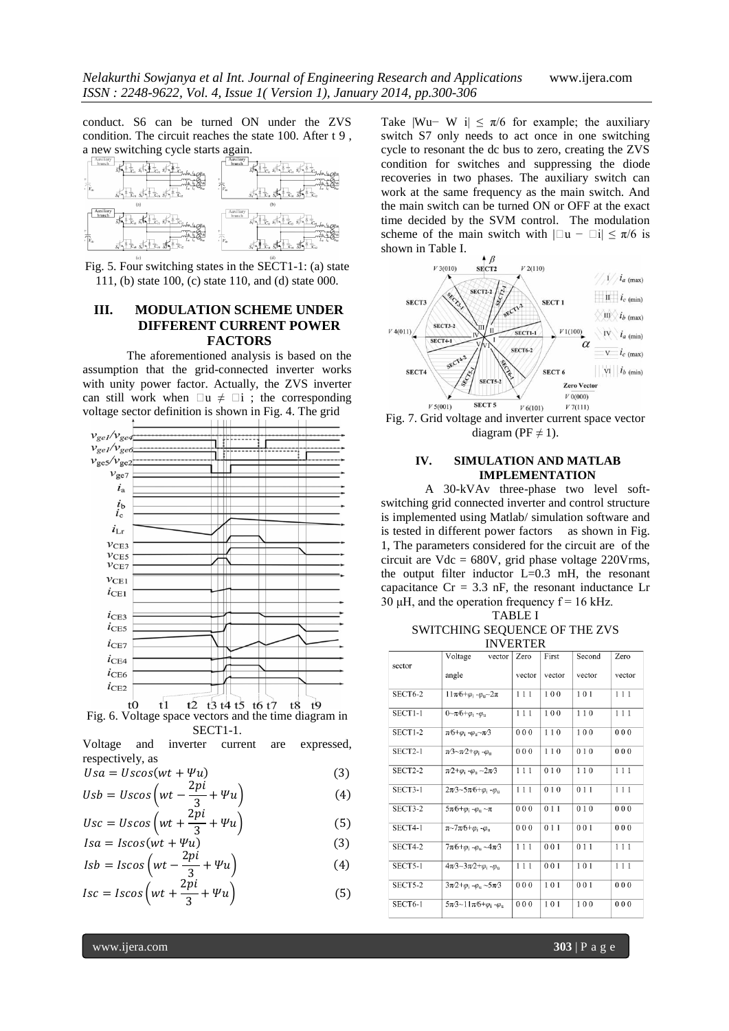conduct. S6 can be turned ON under the ZVS condition. The circuit reaches the state 100. After t 9 , a new switching cycle starts again.

Fig. 5. Four switching states in the SECT1-1: (a) state 111, (b) state 100, (c) state 110, and (d) state 000.

## III. MODULATION SCHEME UNDER DIFFERENT CURRENT POWER FACTORS

The aforementioned analysis is based on the assumption that the grid-connected inverter works with unity power factor. Actually, the ZVS inverter can still work when $\Psi u \neq \Psi i$ ; the corresponding voltage sector definition is shown in Fig. 4. The grid

Fig. 6. Voltage space vectors and the time diagram in SECT1-1.

Voltage and inverter current are expressed, respectively, as

$$Usa = Uscos(wt + \Psi u) \quad (3)$$

$$Usb = Uscos\left(wt - \frac{2pi}{3} + \Psi u\right) \quad (4)$$

$$Usc = Uscos\left(wt + \frac{2pi}{3} + \Psi u\right) \quad (5)$$

$$Isa = Iscos(wt + \Psi u) \quad (3)$$

$$Isb = Iscos\left(wt - \frac{2pi}{3} + \Psi u\right) \quad (4)$$

$$Isc = Iscos\left(wt + \frac{2pi}{3} + \Psi u\right) \quad (5)$$

Take $|Wu - W\ i| \leq \pi/6$ for example; the auxiliary switch S7 only needs to act once in one switching cycle to resonant the dc bus to zero, creating the ZVS condition for switches and suppressing the diode recoveries in two phases. The auxiliary switch can work at the same frequency as the main switch. And the main switch can be turned ON or OFF at the exact time decided by the SVM control. The modulation scheme of the main switch with $|\Psi u - \Psi i| \leq \pi/6$ is shown in Table I.

Fig. 7. Grid voltage and inverter current space vector diagram (PF $\neq$ 1).

## IV. SIMULATION AND MATLAB IMPLEMENTATION

A 30-kVAv three-phase two level soft-switching grid connected inverter and control structure is implemented using Matlab/ simulation software and is tested in different power factors as shown in Fig. 1, The parameters considered for the circuit are of the circuit are Vdc = 680V, grid phase voltage 220Vrms, the output filter inductor L=0.3 mH, the resonant capacitance Cr = 3.3 nF, the resonant inductance Lr 30 μH, and the operation frequency f = 16 kHz.

TABLE I
SWITCHING SEQUENCE OF THE ZVS INVERTER

| sector | Voltage vector angle | Zero vector | First vector | Second vector | Zero vector |
|---|---|---|---|---|---|
| SECT6-2 | $11\pi/6+\varphi_i-\varphi_u\sim2\pi$ | 1 1 1 | 1 0 0 | 1 0 1 | 1 1 1 |
| SECT1-1 | $0\sim\pi/6+\varphi_i-\varphi_u$ | 1 1 1 | 1 0 0 | 1 1 0 | 1 1 1 |
| SECT1-2 | $\pi/6+\varphi_i-\varphi_u\sim\pi/3$ | 0 0 0 | 1 1 0 | 1 0 0 | 0 0 0 |
| SECT2-1 | $\pi/3\sim\pi/2+\varphi_i-\varphi_u$ | 0 0 0 | 1 1 0 | 0 1 0 | 0 0 0 |
| SECT2-2 | $\pi/2+\varphi_i-\varphi_u\sim2\pi/3$ | 1 1 1 | 0 1 0 | 1 1 0 | 1 1 1 |
| SECT3-1 | $2\pi/3\sim5\pi/6+\varphi_i-\varphi_u$ | 1 1 1 | 0 1 0 | 0 1 1 | 1 1 1 |
| SECT3-2 | $5\pi/6+\varphi_i-\varphi_u\sim\pi$ | 0 0 0 | 0 1 1 | 0 1 0 | 0 0 0 |
| SECT4-1 | $\pi\sim7\pi/6+\varphi_i-\varphi_u$ | 0 0 0 | 0 1 1 | 0 0 1 | 0 0 0 |
| SECT4-2 | $7\pi/6+\varphi_i-\varphi_u\sim4\pi/3$ | 1 1 1 | 0 0 1 | 0 1 1 | 1 1 1 |
| SECT5-1 | $4\pi/3\sim3\pi/2+\varphi_i-\varphi_u$ | 1 1 1 | 0 0 1 | 1 0 1 | 1 1 1 |
| SECT5-2 | $3\pi/2+\varphi_i-\varphi_u\sim5\pi/3$ | 0 0 0 | 1 0 1 | 0 0 1 | 0 0 0 |
| SECT6-1 | $5\pi/3\sim11\pi/6+\varphi_i-\varphi_u$ | 0 0 0 | 1 0 1 | 1 0 0 | 0 0 0 |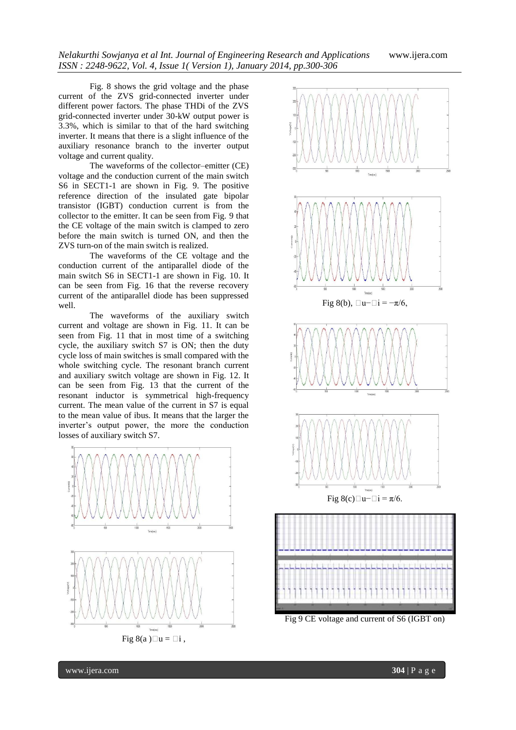Fig. 8 shows the grid voltage and the phase current of the ZVS grid-connected inverter under different power factors. The phase THDi of the ZVS grid-connected inverter under 30-kW output power is 3.3%, which is similar to that of the hard switching inverter. It means that there is a slight influence of the auxiliary resonance branch to the inverter output voltage and current quality.

The waveforms of the collector–emitter (CE) voltage and the conduction current of the main switch S6 in SECT1-1 are shown in Fig. 9. The positive reference direction of the insulated gate bipolar transistor (IGBT) conduction current is from the collector to the emitter. It can be seen from Fig. 9 that the CE voltage of the main switch is clamped to zero before the main switch is turned ON, and then the ZVS turn-on of the main switch is realized.

The waveforms of the CE voltage and the conduction current of the antiparallel diode of the main switch S6 in SECT1-1 are shown in Fig. 10. It can be seen from Fig. 16 that the reverse recovery current of the antiparallel diode has been suppressed well.

The waveforms of the auxiliary switch current and voltage are shown in Fig. 11. It can be seen from Fig. 11 that in most time of a switching cycle, the auxiliary switch S7 is ON; then the duty cycle loss of main switches is small compared with the whole switching cycle. The resonant branch current and auxiliary switch voltage are shown in Fig. 12. It can be seen from Fig. 13 that the current of the resonant inductor is symmetrical high-frequency current. The mean value of the current in S7 is equal to the mean value of ibus. It means that the larger the inverter's output power, the more the conduction losses of auxiliary switch S7.

Fig 8(a) $\varphi u = \varphi i$,

Fig 8(b), $\varphi u - \varphi i = -\pi/6$,

Fig 8(c) $\varphi u - \varphi i = \pi/6$.

Fig 9 CE voltage and current of S6 (IGBT on)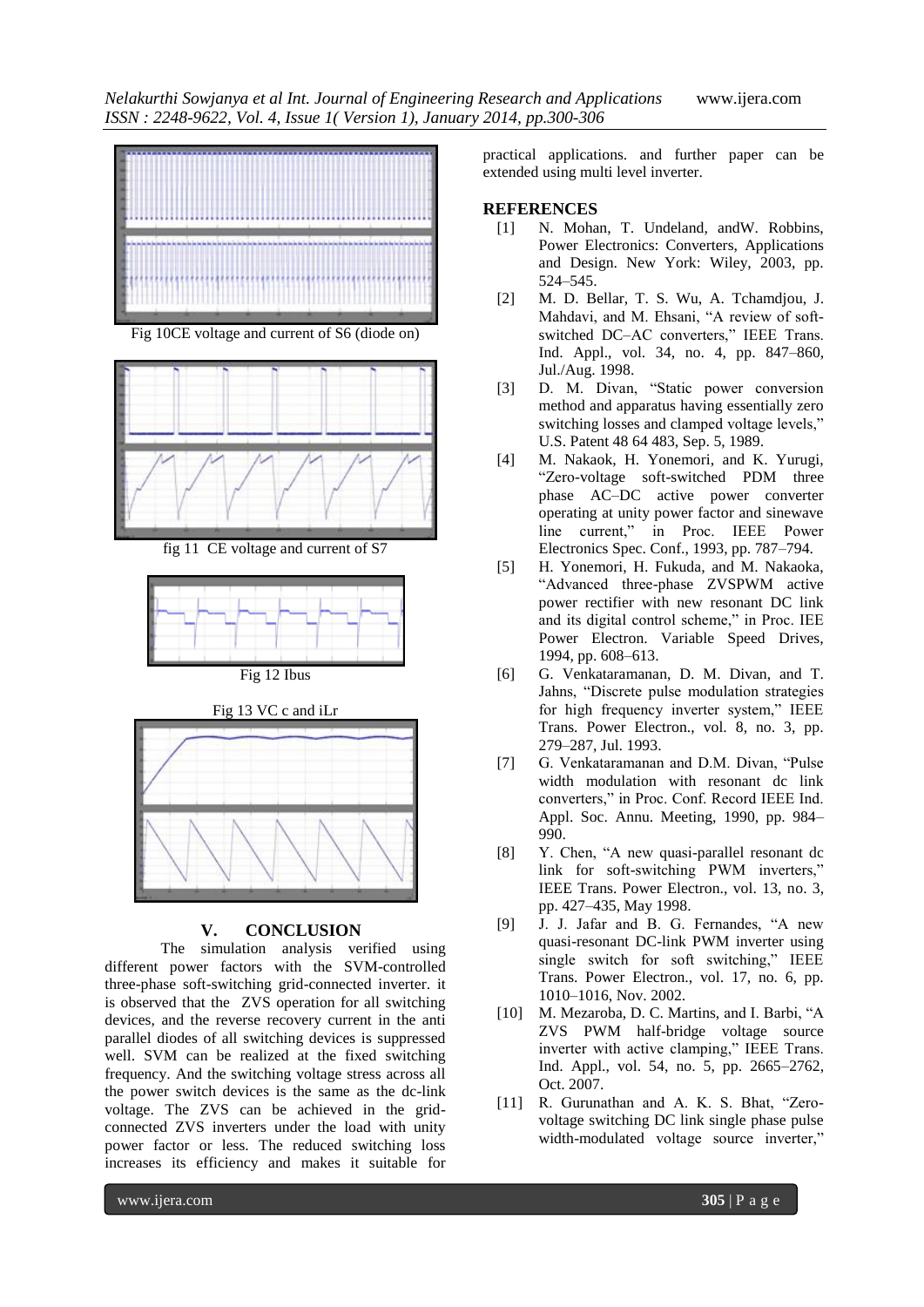Fig 10CE voltage and current of S6 (diode on)

fig 11 CE voltage and current of S7

Fig 12 Ibus

Fig 13 VC c and iLr

## V. CONCLUSION

The simulation analysis verified using different power factors with the SVM-controlled three-phase soft-switching grid-connected inverter. it is observed that the ZVS operation for all switching devices, and the reverse recovery current in the anti parallel diodes of all switching devices is suppressed well. SVM can be realized at the fixed switching frequency. And the switching voltage stress across all the power switch devices is the same as the dc-link voltage. The ZVS can be achieved in the grid-connected ZVS inverters under the load with unity power factor or less. The reduced switching loss increases its efficiency and makes it suitable for practical applications. and further paper can be extended using multi level inverter.

## REFERENCES

[1] N. Mohan, T. Undeland, andW. Robbins, Power Electronics: Converters, Applications and Design. New York: Wiley, 2003, pp. 524–545.

[2] M. D. Bellar, T. S. Wu, A. Tchamdjou, J. Mahdavi, and M. Ehsani, "A review of soft-switched DC–AC converters," IEEE Trans. Ind. Appl., vol. 34, no. 4, pp. 847–860, Jul./Aug. 1998.

[3] D. M. Divan, "Static power conversion method and apparatus having essentially zero switching losses and clamped voltage levels," U.S. Patent 48 64 483, Sep. 5, 1989.

[4] M. Nakaok, H. Yonemori, and K. Yurugi, "Zero-voltage soft-switched PDM three phase AC–DC active power converter operating at unity power factor and sinewave line current," in Proc. IEEE Power Electronics Spec. Conf., 1993, pp. 787–794.

[5] H. Yonemori, H. Fukuda, and M. Nakaoka, "Advanced three-phase ZVSPWM active power rectifier with new resonant DC link and its digital control scheme," in Proc. IEE Power Electron. Variable Speed Drives, 1994, pp. 608–613.

[6] G. Venkataramanan, D. M. Divan, and T. Jahns, "Discrete pulse modulation strategies for high frequency inverter system," IEEE Trans. Power Electron., vol. 8, no. 3, pp. 279–287, Jul. 1993.

[7] G. Venkataramanan and D.M. Divan, "Pulse width modulation with resonant dc link converters," in Proc. Conf. Record IEEE Ind. Appl. Soc. Annu. Meeting, 1990, pp. 984–990.

[8] Y. Chen, "A new quasi-parallel resonant dc link for soft-switching PWM inverters," IEEE Trans. Power Electron., vol. 13, no. 3, pp. 427–435, May 1998.

[9] J. J. Jafar and B. G. Fernandes, "A new quasi-resonant DC-link PWM inverter using single switch for soft switching," IEEE Trans. Power Electron., vol. 17, no. 6, pp. 1010–1016, Nov. 2002.

[10] M. Mezaroba, D. C. Martins, and I. Barbi, "A ZVS PWM half-bridge voltage source inverter with active clamping," IEEE Trans. Ind. Appl., vol. 54, no. 5, pp. 2665–2762, Oct. 2007.

[11] R. Gurunathan and A. K. S. Bhat, "Zero-voltage switching DC link single phase pulse width-modulated voltage source inverter,"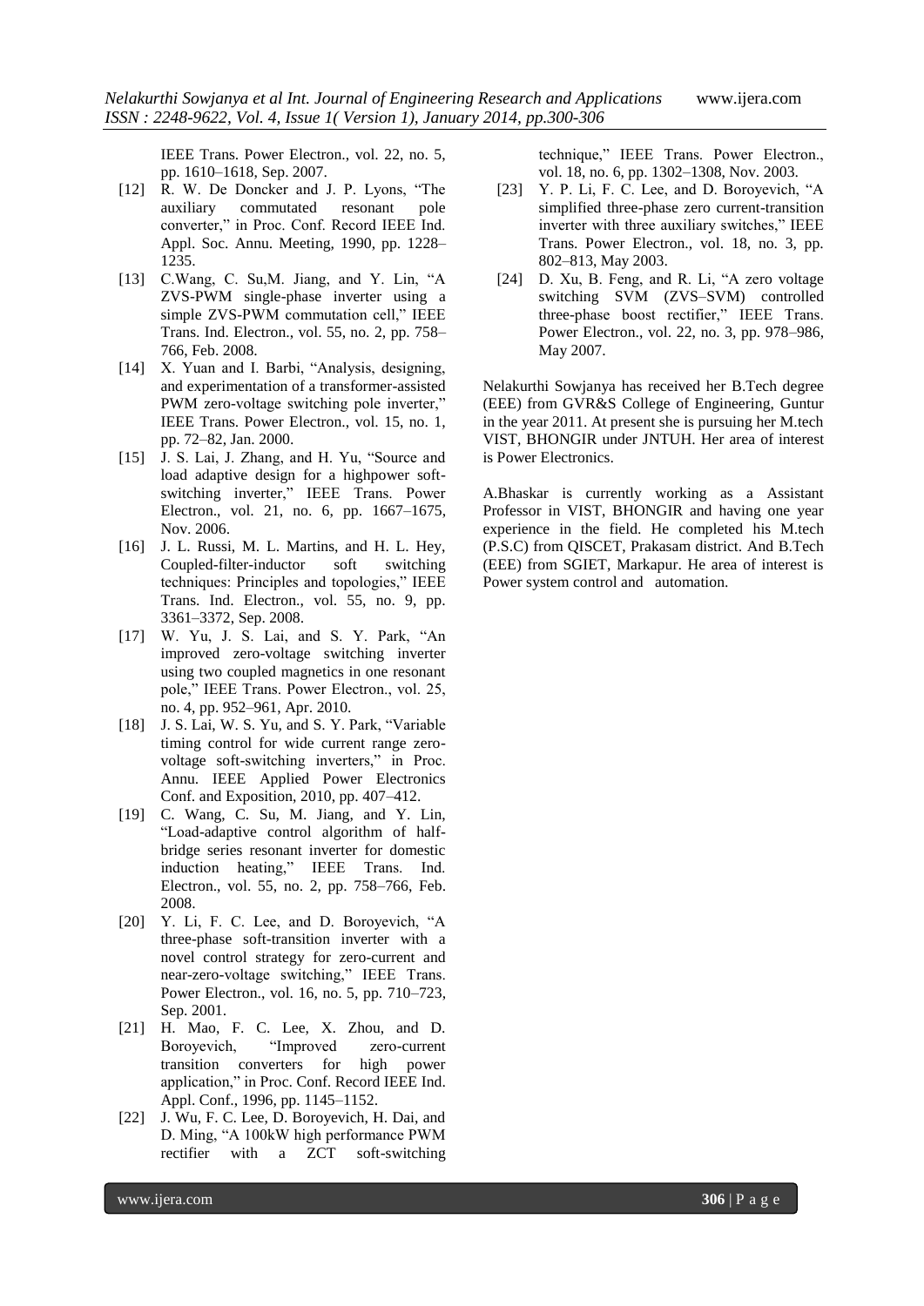IEEE Trans. Power Electron., vol. 22, no. 5, pp. 1610–1618, Sep. 2007.

[12] R. W. De Doncker and J. P. Lyons, "The auxiliary commutated resonant pole converter," in Proc. Conf. Record IEEE Ind. Appl. Soc. Annu. Meeting, 1990, pp. 1228–1235.

[13] C.Wang, C. Su,M. Jiang, and Y. Lin, "A ZVS-PWM single-phase inverter using a simple ZVS-PWM commutation cell," IEEE Trans. Ind. Electron., vol. 55, no. 2, pp. 758–766, Feb. 2008.

[14] X. Yuan and I. Barbi, "Analysis, designing, and experimentation of a transformer-assisted PWM zero-voltage switching pole inverter," IEEE Trans. Power Electron., vol. 15, no. 1, pp. 72–82, Jan. 2000.

[15] J. S. Lai, J. Zhang, and H. Yu, "Source and load adaptive design for a highpower soft-switching inverter," IEEE Trans. Power Electron., vol. 21, no. 6, pp. 1667–1675, Nov. 2006.

[16] J. L. Russi, M. L. Martins, and H. L. Hey, Coupled-filter-inductor soft switching techniques: Principles and topologies," IEEE Trans. Ind. Electron., vol. 55, no. 9, pp. 3361–3372, Sep. 2008.

[17] W. Yu, J. S. Lai, and S. Y. Park, "An improved zero-voltage switching inverter using two coupled magnetics in one resonant pole," IEEE Trans. Power Electron., vol. 25, no. 4, pp. 952–961, Apr. 2010.

[18] J. S. Lai, W. S. Yu, and S. Y. Park, "Variable timing control for wide current range zero-voltage soft-switching inverters," in Proc. Annu. IEEE Applied Power Electronics Conf. and Exposition, 2010, pp. 407–412.

[19] C. Wang, C. Su, M. Jiang, and Y. Lin, "Load-adaptive control algorithm of half-bridge series resonant inverter for domestic induction heating," IEEE Trans. Ind. Electron., vol. 55, no. 2, pp. 758–766, Feb. 2008.

[20] Y. Li, F. C. Lee, and D. Boroyevich, "A three-phase soft-transition inverter with a novel control strategy for zero-current and near-zero-voltage switching," IEEE Trans. Power Electron., vol. 16, no. 5, pp. 710–723, Sep. 2001.

[21] H. Mao, F. C. Lee, X. Zhou, and D. Boroyevich, "Improved zero-current transition converters for high power application," in Proc. Conf. Record IEEE Ind. Appl. Conf., 1996, pp. 1145–1152.

[22] J. Wu, F. C. Lee, D. Boroyevich, H. Dai, and D. Ming, "A 100kW high performance PWM rectifier with a ZCT soft-switching technique," IEEE Trans. Power Electron., vol. 18, no. 6, pp. 1302–1308, Nov. 2003.

[23] Y. P. Li, F. C. Lee, and D. Boroyevich, "A simplified three-phase zero current-transition inverter with three auxiliary switches," IEEE Trans. Power Electron., vol. 18, no. 3, pp. 802–813, May 2003.

[24] D. Xu, B. Feng, and R. Li, "A zero voltage switching SVM (ZVS–SVM) controlled three-phase boost rectifier," IEEE Trans. Power Electron., vol. 22, no. 3, pp. 978–986, May 2007.

Nelakurthi Sowjanya has received her B.Tech degree (EEE) from GVR&S College of Engineering, Guntur in the year 2011. At present she is pursuing her M.tech VIST, BHONGIR under JNTUH. Her area of interest is Power Electronics.

A.Bhaskar is currently working as a Assistant Professor in VIST, BHONGIR and having one year experience in the field. He completed his M.tech (P.S.C) from QISCET, Prakasam district. And B.Tech (EEE) from SGIET, Markapur. He area of interest is Power system control and automation.